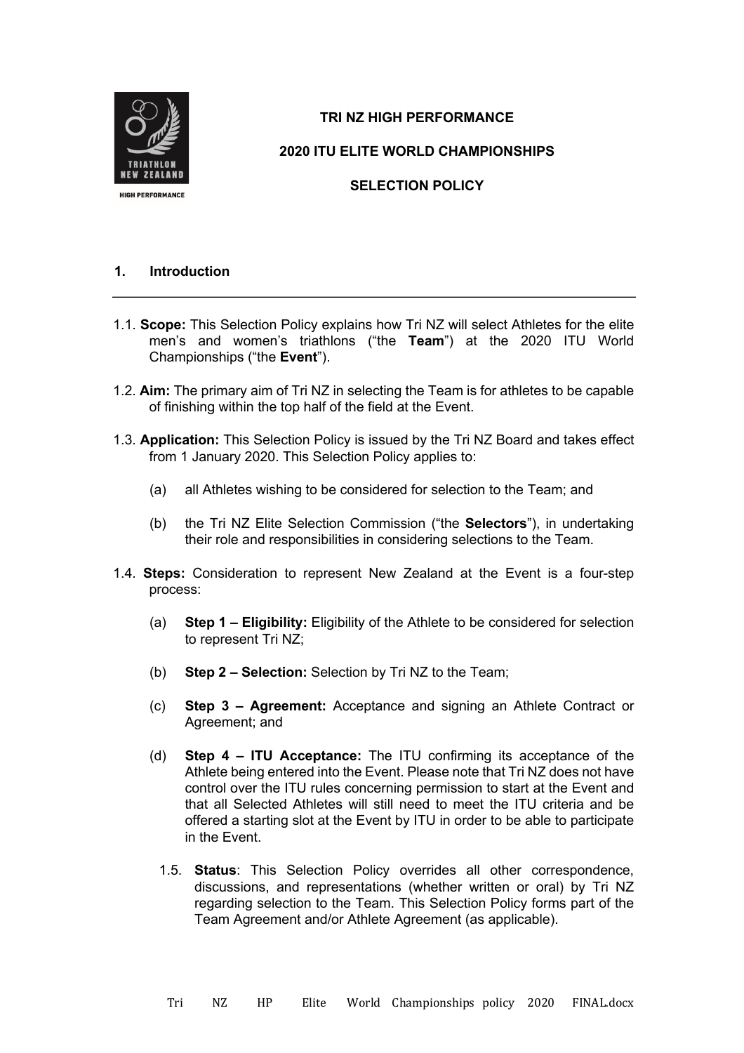**TRI NZ HIGH PERFORMANCE**

**2020 ITU ELITE WORLD CHAMPIONSHIPS**

**SELECTION POLICY**

## 1. Introduction

1.1. **Scope:** This Selection Policy explains how Tri NZ will select Athletes for the elite men's and women's triathlons ("the **Team**") at the 2020 ITU World Championships ("the **Event**").

1.2. **Aim:** The primary aim of Tri NZ in selecting the Team is for athletes to be capable of finishing within the top half of the field at the Event.

1.3. **Application:** This Selection Policy is issued by the Tri NZ Board and takes effect from 1 January 2020. This Selection Policy applies to:

(a) all Athletes wishing to be considered for selection to the Team; and

(b) the Tri NZ Elite Selection Commission ("the **Selectors**"), in undertaking their role and responsibilities in considering selections to the Team.

1.4. **Steps:** Consideration to represent New Zealand at the Event is a four-step process:

(a) **Step 1 – Eligibility:** Eligibility of the Athlete to be considered for selection to represent Tri NZ;

(b) **Step 2 – Selection:** Selection by Tri NZ to the Team;

(c) **Step 3 – Agreement:** Acceptance and signing an Athlete Contract or Agreement; and

(d) **Step 4 – ITU Acceptance:** The ITU confirming its acceptance of the Athlete being entered into the Event. Please note that Tri NZ does not have control over the ITU rules concerning permission to start at the Event and that all Selected Athletes will still need to meet the ITU criteria and be offered a starting slot at the Event by ITU in order to be able to participate in the Event.

1.5. **Status**: This Selection Policy overrides all other correspondence, discussions, and representations (whether written or oral) by Tri NZ regarding selection to the Team. This Selection Policy forms part of the Team Agreement and/or Athlete Agreement (as applicable).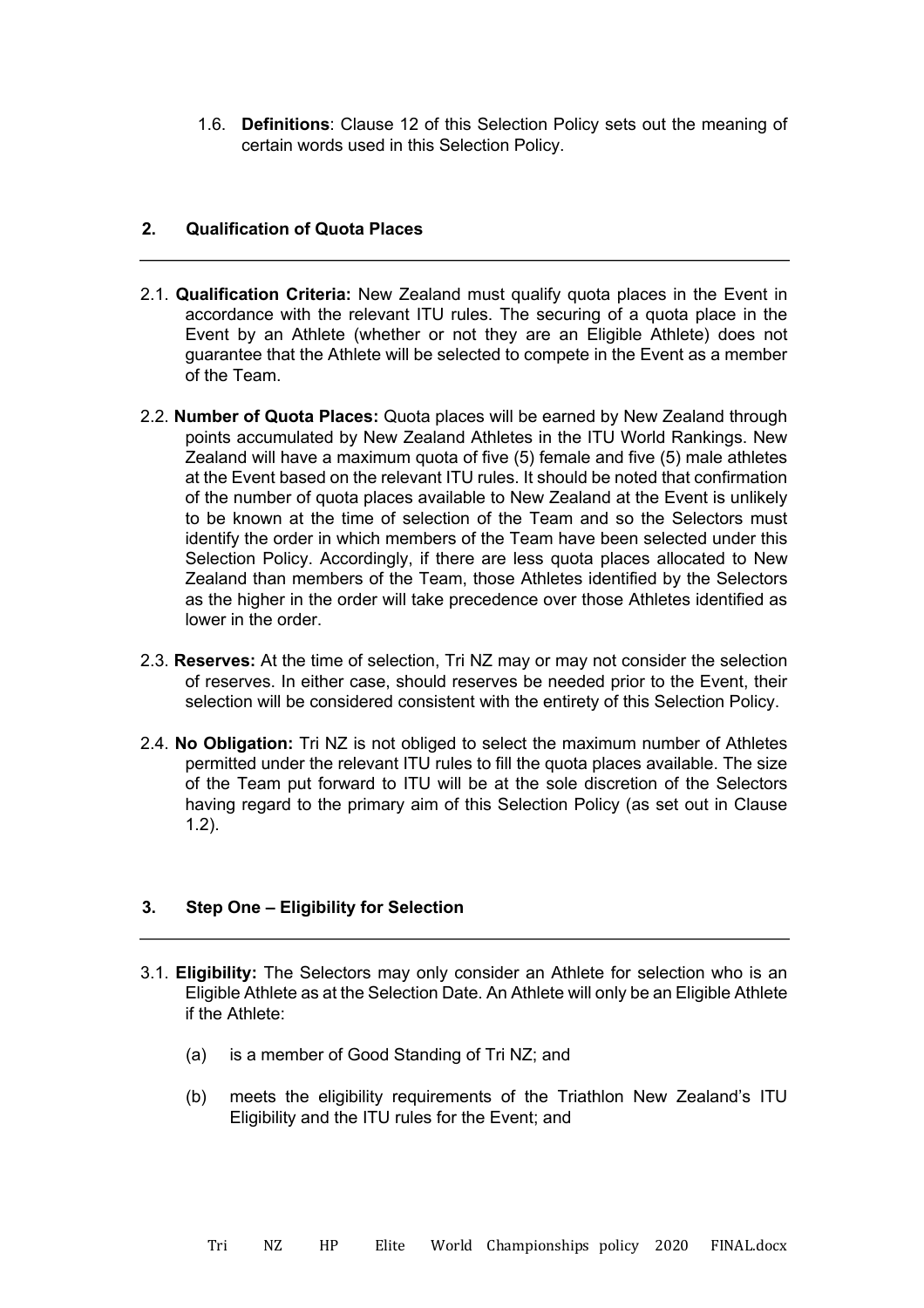1.6. **Definitions**: Clause 12 of this Selection Policy sets out the meaning of certain words used in this Selection Policy.

## 2. Qualification of Quota Places

2.1. **Qualification Criteria:** New Zealand must qualify quota places in the Event in accordance with the relevant ITU rules. The securing of a quota place in the Event by an Athlete (whether or not they are an Eligible Athlete) does not guarantee that the Athlete will be selected to compete in the Event as a member of the Team.

2.2. **Number of Quota Places:** Quota places will be earned by New Zealand through points accumulated by New Zealand Athletes in the ITU World Rankings. New Zealand will have a maximum quota of five (5) female and five (5) male athletes at the Event based on the relevant ITU rules. It should be noted that confirmation of the number of quota places available to New Zealand at the Event is unlikely to be known at the time of selection of the Team and so the Selectors must identify the order in which members of the Team have been selected under this Selection Policy. Accordingly, if there are less quota places allocated to New Zealand than members of the Team, those Athletes identified by the Selectors as the higher in the order will take precedence over those Athletes identified as lower in the order.

2.3. **Reserves:** At the time of selection, Tri NZ may or may not consider the selection of reserves. In either case, should reserves be needed prior to the Event, their selection will be considered consistent with the entirety of this Selection Policy.

2.4. **No Obligation:** Tri NZ is not obliged to select the maximum number of Athletes permitted under the relevant ITU rules to fill the quota places available. The size of the Team put forward to ITU will be at the sole discretion of the Selectors having regard to the primary aim of this Selection Policy (as set out in Clause 1.2).

## 3. Step One – Eligibility for Selection

3.1. **Eligibility:** The Selectors may only consider an Athlete for selection who is an Eligible Athlete as at the Selection Date. An Athlete will only be an Eligible Athlete if the Athlete:

(a) is a member of Good Standing of Tri NZ; and

(b) meets the eligibility requirements of the Triathlon New Zealand's ITU Eligibility and the ITU rules for the Event; and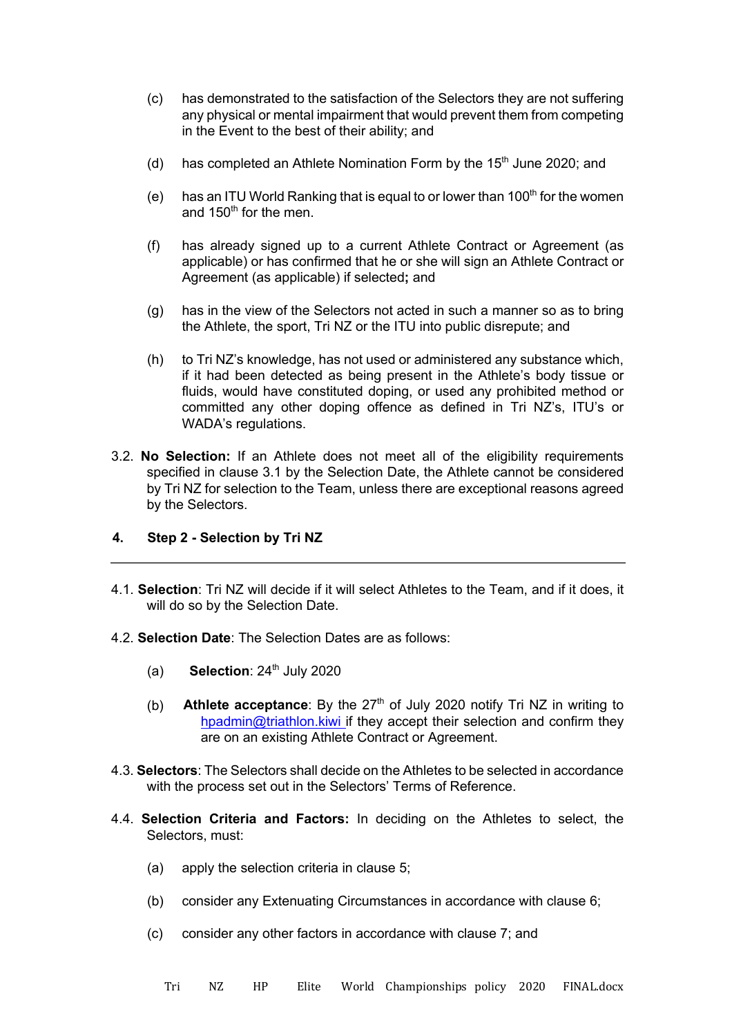(c) has demonstrated to the satisfaction of the Selectors they are not suffering any physical or mental impairment that would prevent them from competing in the Event to the best of their ability; and

(d) has completed an Athlete Nomination Form by the 15th June 2020; and

(e) has an ITU World Ranking that is equal to or lower than 100th for the women and 150th for the men.

(f) has already signed up to a current Athlete Contract or Agreement (as applicable) or has confirmed that he or she will sign an Athlete Contract or Agreement (as applicable) if selected**;** and

(g) has in the view of the Selectors not acted in such a manner so as to bring the Athlete, the sport, Tri NZ or the ITU into public disrepute; and

(h) to Tri NZ's knowledge, has not used or administered any substance which, if it had been detected as being present in the Athlete's body tissue or fluids, would have constituted doping, or used any prohibited method or committed any other doping offence as defined in Tri NZ's, ITU's or WADA's regulations.

3.2. **No Selection:** If an Athlete does not meet all of the eligibility requirements specified in clause 3.1 by the Selection Date, the Athlete cannot be considered by Tri NZ for selection to the Team, unless there are exceptional reasons agreed by the Selectors.

## 4. Step 2 - Selection by Tri NZ

4.1. **Selection**: Tri NZ will decide if it will select Athletes to the Team, and if it does, it will do so by the Selection Date.

4.2. **Selection Date**: The Selection Dates are as follows:

(a) **Selection**: 24th July 2020

(b) **Athlete acceptance**: By the 27th of July 2020 notify Tri NZ in writing to hpadmin@triathlon.kiwi if they accept their selection and confirm they are on an existing Athlete Contract or Agreement.

4.3. **Selectors**: The Selectors shall decide on the Athletes to be selected in accordance with the process set out in the Selectors' Terms of Reference.

4.4. **Selection Criteria and Factors:** In deciding on the Athletes to select, the Selectors, must:

(a) apply the selection criteria in clause 5;

(b) consider any Extenuating Circumstances in accordance with clause 6;

(c) consider any other factors in accordance with clause 7; and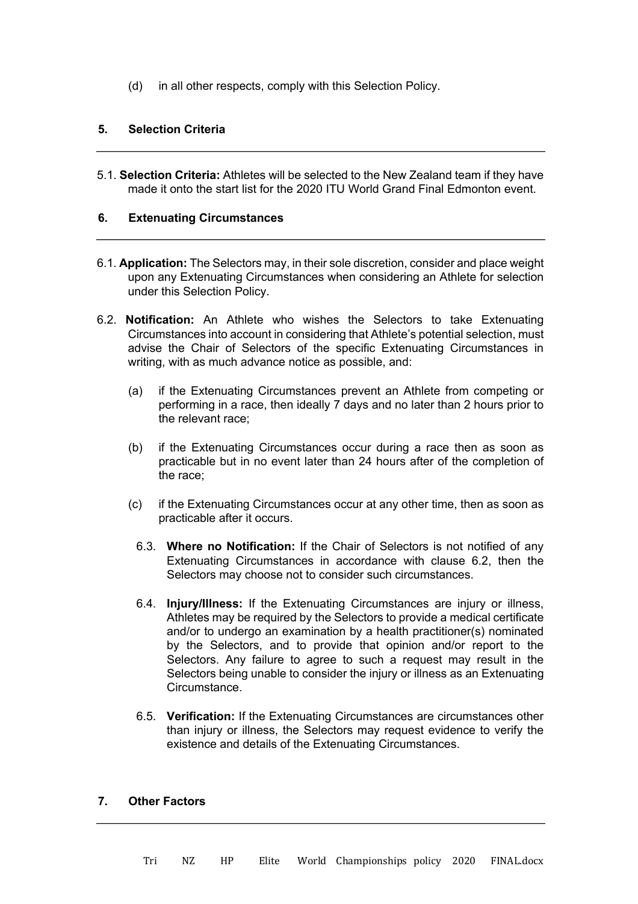(d) in all other respects, comply with this Selection Policy.

## 5. Selection Criteria

5.1. **Selection Criteria:** Athletes will be selected to the New Zealand team if they have made it onto the start list for the 2020 ITU World Grand Final Edmonton event.

## 6. Extenuating Circumstances

6.1. **Application:** The Selectors may, in their sole discretion, consider and place weight upon any Extenuating Circumstances when considering an Athlete for selection under this Selection Policy.

6.2. **Notification:** An Athlete who wishes the Selectors to take Extenuating Circumstances into account in considering that Athlete's potential selection, must advise the Chair of Selectors of the specific Extenuating Circumstances in writing, with as much advance notice as possible, and:

(a) if the Extenuating Circumstances prevent an Athlete from competing or performing in a race, then ideally 7 days and no later than 2 hours prior to the relevant race;

(b) if the Extenuating Circumstances occur during a race then as soon as practicable but in no event later than 24 hours after of the completion of the race;

(c) if the Extenuating Circumstances occur at any other time, then as soon as practicable after it occurs.

6.3. **Where no Notification:** If the Chair of Selectors is not notified of any Extenuating Circumstances in accordance with clause 6.2, then the Selectors may choose not to consider such circumstances.

6.4. **Injury/Illness:** If the Extenuating Circumstances are injury or illness, Athletes may be required by the Selectors to provide a medical certificate and/or to undergo an examination by a health practitioner(s) nominated by the Selectors, and to provide that opinion and/or report to the Selectors. Any failure to agree to such a request may result in the Selectors being unable to consider the injury or illness as an Extenuating Circumstance.

6.5. **Verification:** If the Extenuating Circumstances are circumstances other than injury or illness, the Selectors may request evidence to verify the existence and details of the Extenuating Circumstances.

## 7. Other Factors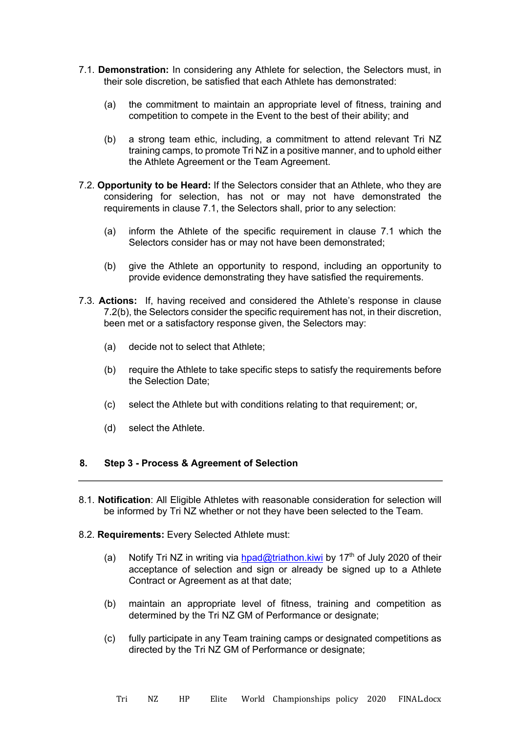7.1. **Demonstration:** In considering any Athlete for selection, the Selectors must, in their sole discretion, be satisfied that each Athlete has demonstrated:

(a) the commitment to maintain an appropriate level of fitness, training and competition to compete in the Event to the best of their ability; and

(b) a strong team ethic, including, a commitment to attend relevant Tri NZ training camps, to promote Tri NZ in a positive manner, and to uphold either the Athlete Agreement or the Team Agreement.

7.2. **Opportunity to be Heard:** If the Selectors consider that an Athlete, who they are considering for selection, has not or may not have demonstrated the requirements in clause 7.1, the Selectors shall, prior to any selection:

(a) inform the Athlete of the specific requirement in clause 7.1 which the Selectors consider has or may not have been demonstrated;

(b) give the Athlete an opportunity to respond, including an opportunity to provide evidence demonstrating they have satisfied the requirements.

7.3. **Actions:** If, having received and considered the Athlete's response in clause 7.2(b), the Selectors consider the specific requirement has not, in their discretion, been met or a satisfactory response given, the Selectors may:

(a) decide not to select that Athlete;

(b) require the Athlete to take specific steps to satisfy the requirements before the Selection Date;

(c) select the Athlete but with conditions relating to that requirement; or,

(d) select the Athlete.

## 8. Step 3 - Process & Agreement of Selection

---

8.1. **Notification**: All Eligible Athletes with reasonable consideration for selection will be informed by Tri NZ whether or not they have been selected to the Team.

8.2. **Requirements:** Every Selected Athlete must:

(a) Notify Tri NZ in writing via hpad@triathon.kiwi by 17th of July 2020 of their acceptance of selection and sign or already be signed up to a Athlete Contract or Agreement as at that date;

(b) maintain an appropriate level of fitness, training and competition as determined by the Tri NZ GM of Performance or designate;

(c) fully participate in any Team training camps or designated competitions as directed by the Tri NZ GM of Performance or designate;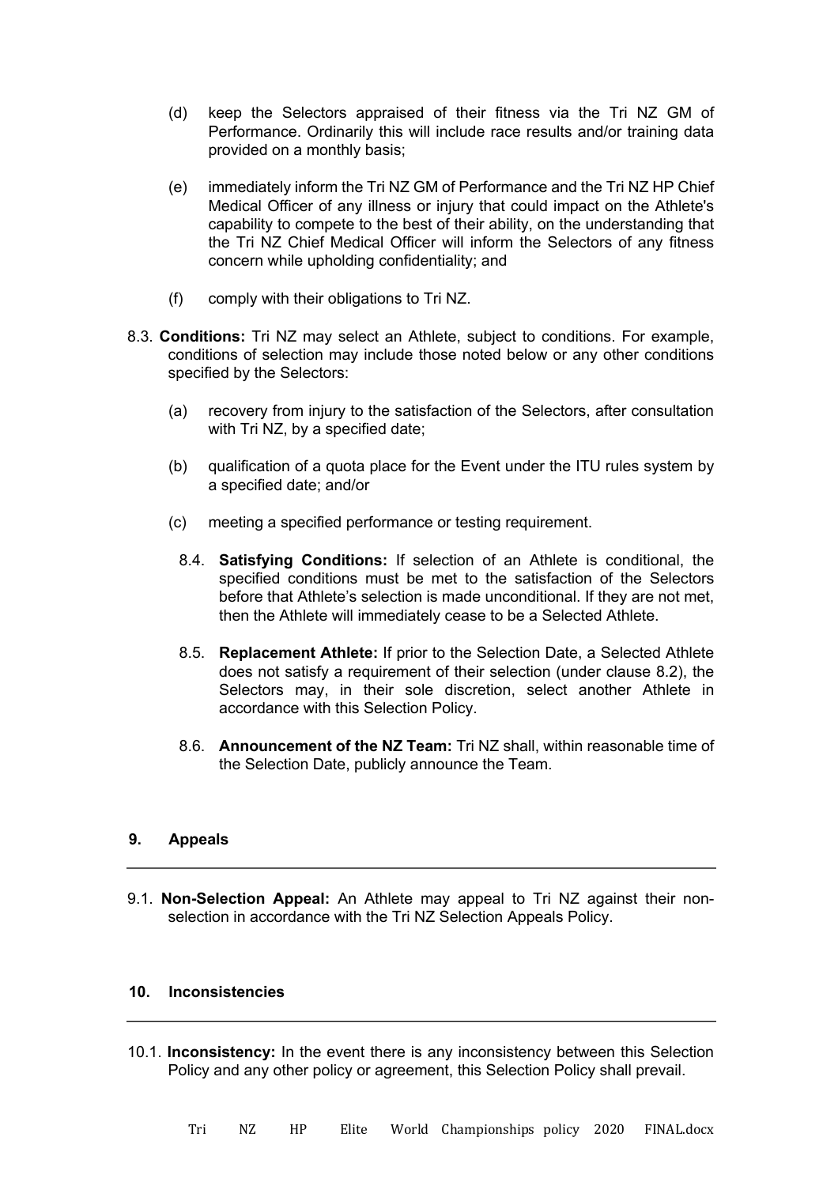(d) keep the Selectors appraised of their fitness via the Tri NZ GM of Performance. Ordinarily this will include race results and/or training data provided on a monthly basis;

(e) immediately inform the Tri NZ GM of Performance and the Tri NZ HP Chief Medical Officer of any illness or injury that could impact on the Athlete's capability to compete to the best of their ability, on the understanding that the Tri NZ Chief Medical Officer will inform the Selectors of any fitness concern while upholding confidentiality; and

(f) comply with their obligations to Tri NZ.

8.3. **Conditions:** Tri NZ may select an Athlete, subject to conditions. For example, conditions of selection may include those noted below or any other conditions specified by the Selectors:

(a) recovery from injury to the satisfaction of the Selectors, after consultation with Tri NZ, by a specified date;

(b) qualification of a quota place for the Event under the ITU rules system by a specified date; and/or

(c) meeting a specified performance or testing requirement.

8.4. **Satisfying Conditions:** If selection of an Athlete is conditional, the specified conditions must be met to the satisfaction of the Selectors before that Athlete's selection is made unconditional. If they are not met, then the Athlete will immediately cease to be a Selected Athlete.

8.5. **Replacement Athlete:** If prior to the Selection Date, a Selected Athlete does not satisfy a requirement of their selection (under clause 8.2), the Selectors may, in their sole discretion, select another Athlete in accordance with this Selection Policy.

8.6. **Announcement of the NZ Team:** Tri NZ shall, within reasonable time of the Selection Date, publicly announce the Team.

## 9. Appeals

9.1. **Non-Selection Appeal:** An Athlete may appeal to Tri NZ against their non-selection in accordance with the Tri NZ Selection Appeals Policy.

## 10. Inconsistencies

10.1. **Inconsistency:** In the event there is any inconsistency between this Selection Policy and any other policy or agreement, this Selection Policy shall prevail.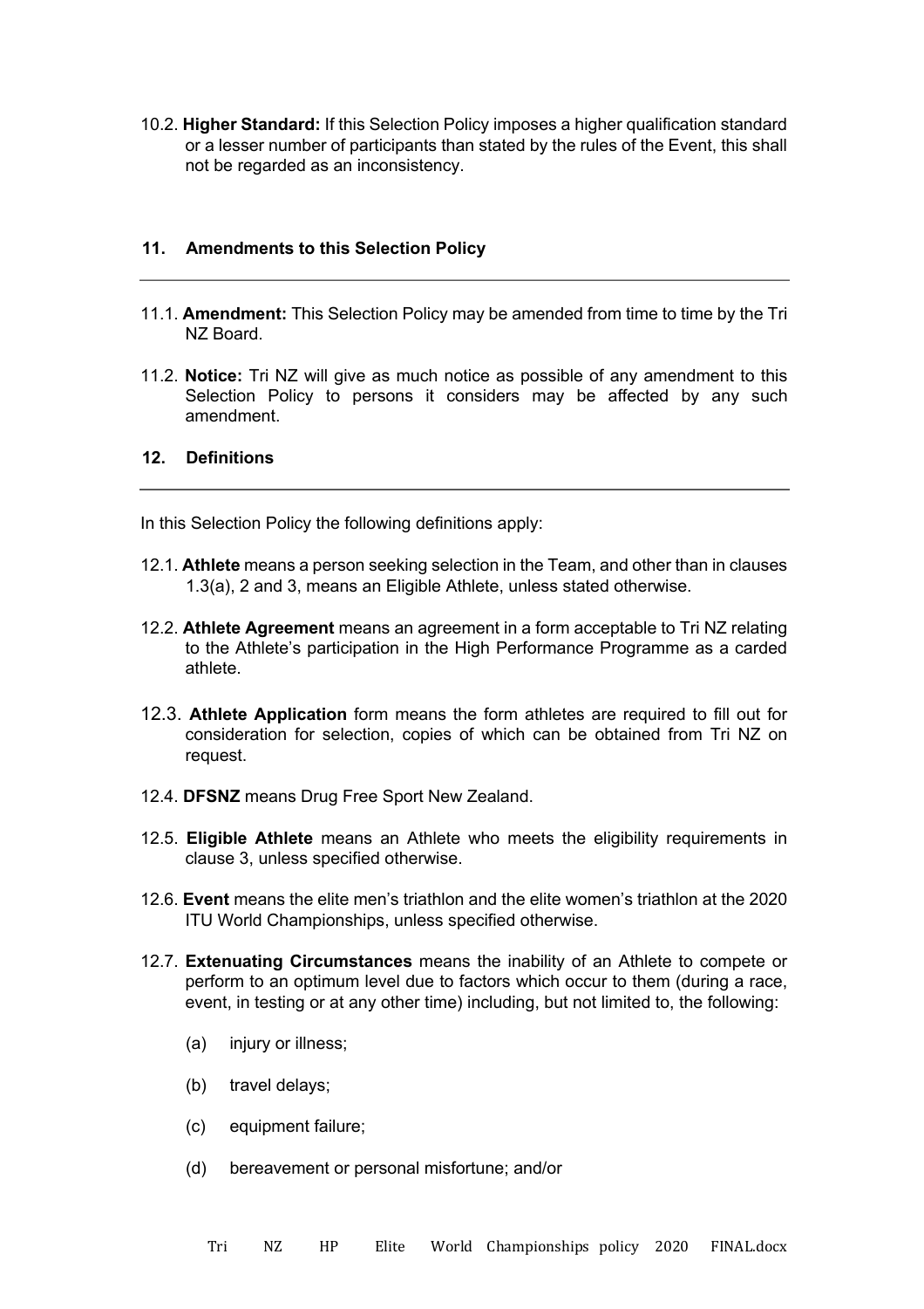10.2. **Higher Standard:** If this Selection Policy imposes a higher qualification standard or a lesser number of participants than stated by the rules of the Event, this shall not be regarded as an inconsistency.

## 11. Amendments to this Selection Policy

11.1. **Amendment:** This Selection Policy may be amended from time to time by the Tri NZ Board.

11.2. **Notice:** Tri NZ will give as much notice as possible of any amendment to this Selection Policy to persons it considers may be affected by any such amendment.

## 12. Definitions

In this Selection Policy the following definitions apply:

12.1. **Athlete** means a person seeking selection in the Team, and other than in clauses 1.3(a), 2 and 3, means an Eligible Athlete, unless stated otherwise.

12.2. **Athlete Agreement** means an agreement in a form acceptable to Tri NZ relating to the Athlete's participation in the High Performance Programme as a carded athlete.

12.3. **Athlete Application** form means the form athletes are required to fill out for consideration for selection, copies of which can be obtained from Tri NZ on request.

12.4. **DFSNZ** means Drug Free Sport New Zealand.

12.5. **Eligible Athlete** means an Athlete who meets the eligibility requirements in clause 3, unless specified otherwise.

12.6. **Event** means the elite men's triathlon and the elite women's triathlon at the 2020 ITU World Championships, unless specified otherwise.

12.7. **Extenuating Circumstances** means the inability of an Athlete to compete or perform to an optimum level due to factors which occur to them (during a race, event, in testing or at any other time) including, but not limited to, the following:

(a) injury or illness;

(b) travel delays;

(c) equipment failure;

(d) bereavement or personal misfortune; and/or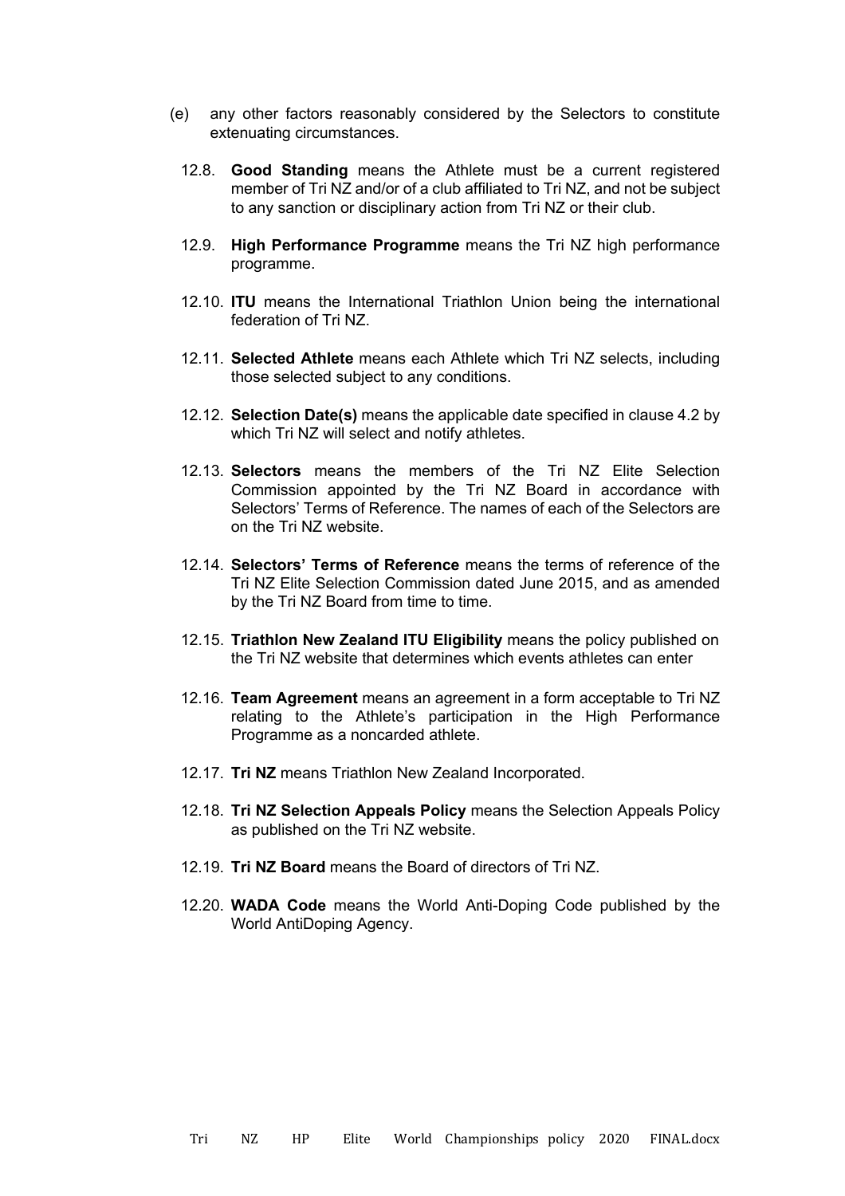(e) any other factors reasonably considered by the Selectors to constitute extenuating circumstances.

12.8. **Good Standing** means the Athlete must be a current registered member of Tri NZ and/or of a club affiliated to Tri NZ, and not be subject to any sanction or disciplinary action from Tri NZ or their club.

12.9. **High Performance Programme** means the Tri NZ high performance programme.

12.10. **ITU** means the International Triathlon Union being the international federation of Tri NZ.

12.11. **Selected Athlete** means each Athlete which Tri NZ selects, including those selected subject to any conditions.

12.12. **Selection Date(s)** means the applicable date specified in clause 4.2 by which Tri NZ will select and notify athletes.

12.13. **Selectors** means the members of the Tri NZ Elite Selection Commission appointed by the Tri NZ Board in accordance with Selectors' Terms of Reference. The names of each of the Selectors are on the Tri NZ website.

12.14. **Selectors' Terms of Reference** means the terms of reference of the Tri NZ Elite Selection Commission dated June 2015, and as amended by the Tri NZ Board from time to time.

12.15. **Triathlon New Zealand ITU Eligibility** means the policy published on the Tri NZ website that determines which events athletes can enter

12.16. **Team Agreement** means an agreement in a form acceptable to Tri NZ relating to the Athlete's participation in the High Performance Programme as a noncarded athlete.

12.17. **Tri NZ** means Triathlon New Zealand Incorporated.

12.18. **Tri NZ Selection Appeals Policy** means the Selection Appeals Policy as published on the Tri NZ website.

12.19. **Tri NZ Board** means the Board of directors of Tri NZ.

12.20. **WADA Code** means the World Anti-Doping Code published by the World AntiDoping Agency.